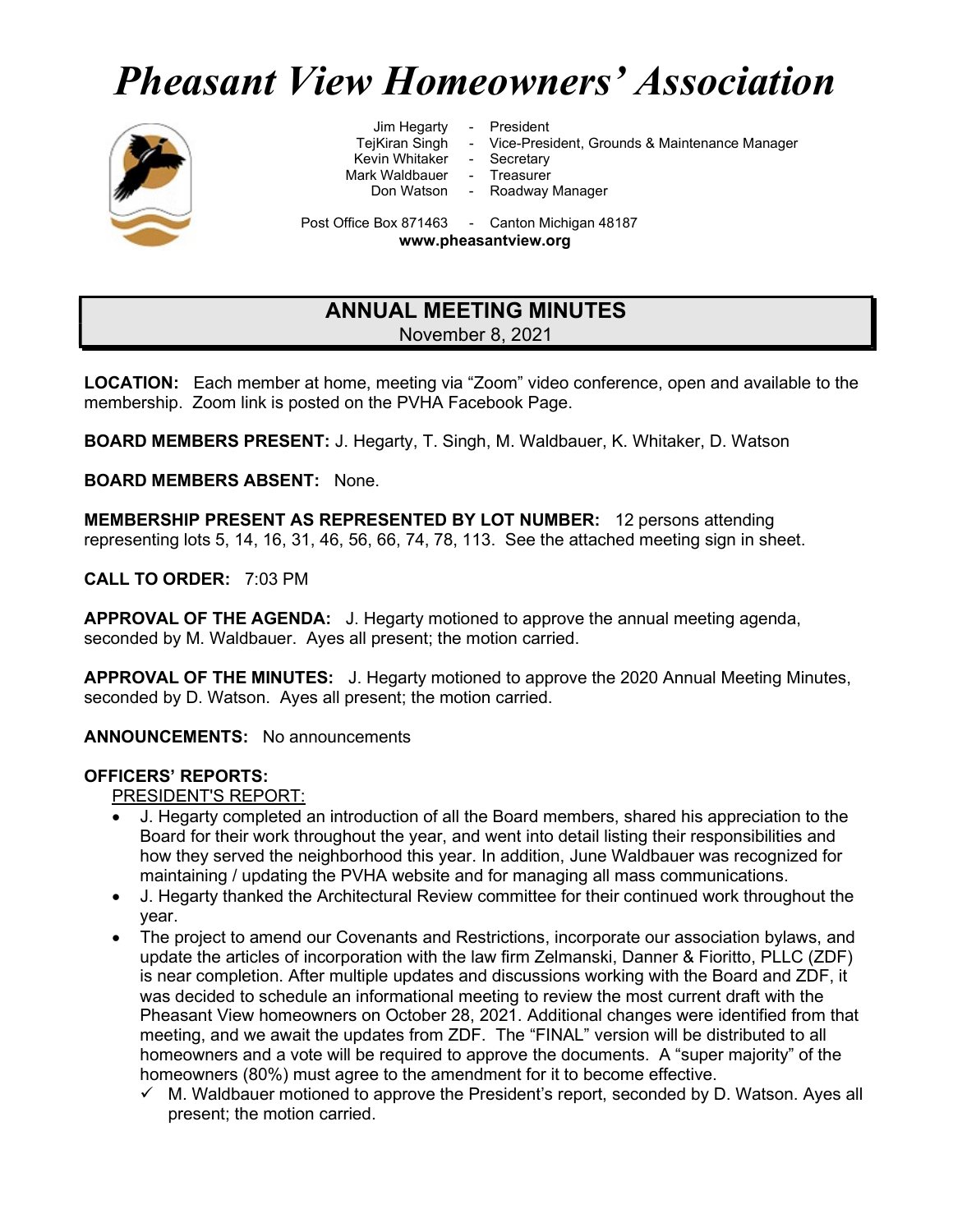# *Pheasant View Homeowners' Association*

Jim Hegarty - President
TejKiran Singh - Vice-President, Grounds & Maintenance Manager
Kevin Whitaker - Secretary
Mark Waldbauer - Treasurer
Don Watson - Roadway Manager

Post Office Box 871463 - Canton Michigan 48187
**www.pheasantview.org**

## ANNUAL MEETING MINUTES

November 8, 2021

**LOCATION:** Each member at home, meeting via "Zoom" video conference, open and available to the membership. Zoom link is posted on the PVHA Facebook Page.

**BOARD MEMBERS PRESENT:** J. Hegarty, T. Singh, M. Waldbauer, K. Whitaker, D. Watson

**BOARD MEMBERS ABSENT:** None.

**MEMBERSHIP PRESENT AS REPRESENTED BY LOT NUMBER:** 12 persons attending representing lots 5, 14, 16, 31, 46, 56, 66, 74, 78, 113. See the attached meeting sign in sheet.

**CALL TO ORDER:** 7:03 PM

**APPROVAL OF THE AGENDA:** J. Hegarty motioned to approve the annual meeting agenda, seconded by M. Waldbauer. Ayes all present; the motion carried.

**APPROVAL OF THE MINUTES:** J. Hegarty motioned to approve the 2020 Annual Meeting Minutes, seconded by D. Watson. Ayes all present; the motion carried.

**ANNOUNCEMENTS:** No announcements

**OFFICERS' REPORTS:**

PRESIDENT'S REPORT:

- J. Hegarty completed an introduction of all the Board members, shared his appreciation to the Board for their work throughout the year, and went into detail listing their responsibilities and how they served the neighborhood this year. In addition, June Waldbauer was recognized for maintaining / updating the PVHA website and for managing all mass communications.
- J. Hegarty thanked the Architectural Review committee for their continued work throughout the year.
- The project to amend our Covenants and Restrictions, incorporate our association bylaws, and update the articles of incorporation with the law firm Zelmanski, Danner & Fioritto, PLLC (ZDF) is near completion. After multiple updates and discussions working with the Board and ZDF, it was decided to schedule an informational meeting to review the most current draft with the Pheasant View homeowners on October 28, 2021. Additional changes were identified from that meeting, and we await the updates from ZDF. The "FINAL" version will be distributed to all homeowners and a vote will be required to approve the documents. A "super majority" of the homeowners (80%) must agree to the amendment for it to become effective.
  - ✓ M. Waldbauer motioned to approve the President's report, seconded by D. Watson. Ayes all present; the motion carried.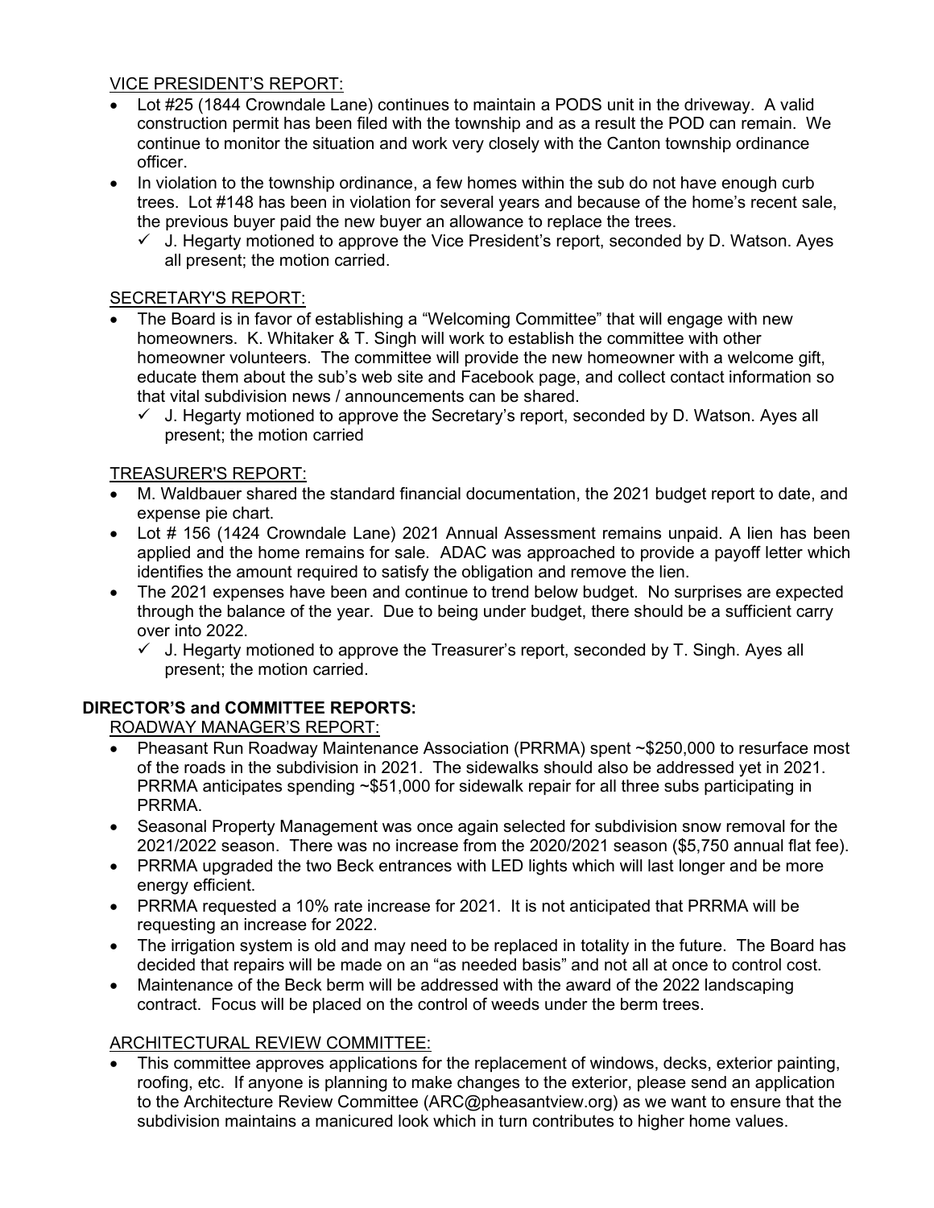VICE PRESIDENT'S REPORT:

- Lot #25 (1844 Crowndale Lane) continues to maintain a PODS unit in the driveway. A valid construction permit has been filed with the township and as a result the POD can remain. We continue to monitor the situation and work very closely with the Canton township ordinance officer.
- In violation to the township ordinance, a few homes within the sub do not have enough curb trees. Lot #148 has been in violation for several years and because of the home's recent sale, the previous buyer paid the new buyer an allowance to replace the trees.
  - ✓ J. Hegarty motioned to approve the Vice President's report, seconded by D. Watson. Ayes all present; the motion carried.

SECRETARY'S REPORT:

- The Board is in favor of establishing a "Welcoming Committee" that will engage with new homeowners. K. Whitaker & T. Singh will work to establish the committee with other homeowner volunteers. The committee will provide the new homeowner with a welcome gift, educate them about the sub's web site and Facebook page, and collect contact information so that vital subdivision news / announcements can be shared.
  - ✓ J. Hegarty motioned to approve the Secretary's report, seconded by D. Watson. Ayes all present; the motion carried

TREASURER'S REPORT:

- M. Waldbauer shared the standard financial documentation, the 2021 budget report to date, and expense pie chart.
- Lot # 156 (1424 Crowndale Lane) 2021 Annual Assessment remains unpaid. A lien has been applied and the home remains for sale. ADAC was approached to provide a payoff letter which identifies the amount required to satisfy the obligation and remove the lien.
- The 2021 expenses have been and continue to trend below budget. No surprises are expected through the balance of the year. Due to being under budget, there should be a sufficient carry over into 2022.
  - ✓ J. Hegarty motioned to approve the Treasurer's report, seconded by T. Singh. Ayes all present; the motion carried.

**DIRECTOR'S and COMMITTEE REPORTS:**

ROADWAY MANAGER'S REPORT:

- Pheasant Run Roadway Maintenance Association (PRRMA) spent ~$250,000 to resurface most of the roads in the subdivision in 2021. The sidewalks should also be addressed yet in 2021. PRRMA anticipates spending ~$51,000 for sidewalk repair for all three subs participating in PRRMA.
- Seasonal Property Management was once again selected for subdivision snow removal for the 2021/2022 season. There was no increase from the 2020/2021 season ($5,750 annual flat fee).
- PRRMA upgraded the two Beck entrances with LED lights which will last longer and be more energy efficient.
- PRRMA requested a 10% rate increase for 2021. It is not anticipated that PRRMA will be requesting an increase for 2022.
- The irrigation system is old and may need to be replaced in totality in the future. The Board has decided that repairs will be made on an "as needed basis" and not all at once to control cost.
- Maintenance of the Beck berm will be addressed with the award of the 2022 landscaping contract. Focus will be placed on the control of weeds under the berm trees.

ARCHITECTURAL REVIEW COMMITTEE:

- This committee approves applications for the replacement of windows, decks, exterior painting, roofing, etc. If anyone is planning to make changes to the exterior, please send an application to the Architecture Review Committee (ARC@pheasantview.org) as we want to ensure that the subdivision maintains a manicured look which in turn contributes to higher home values.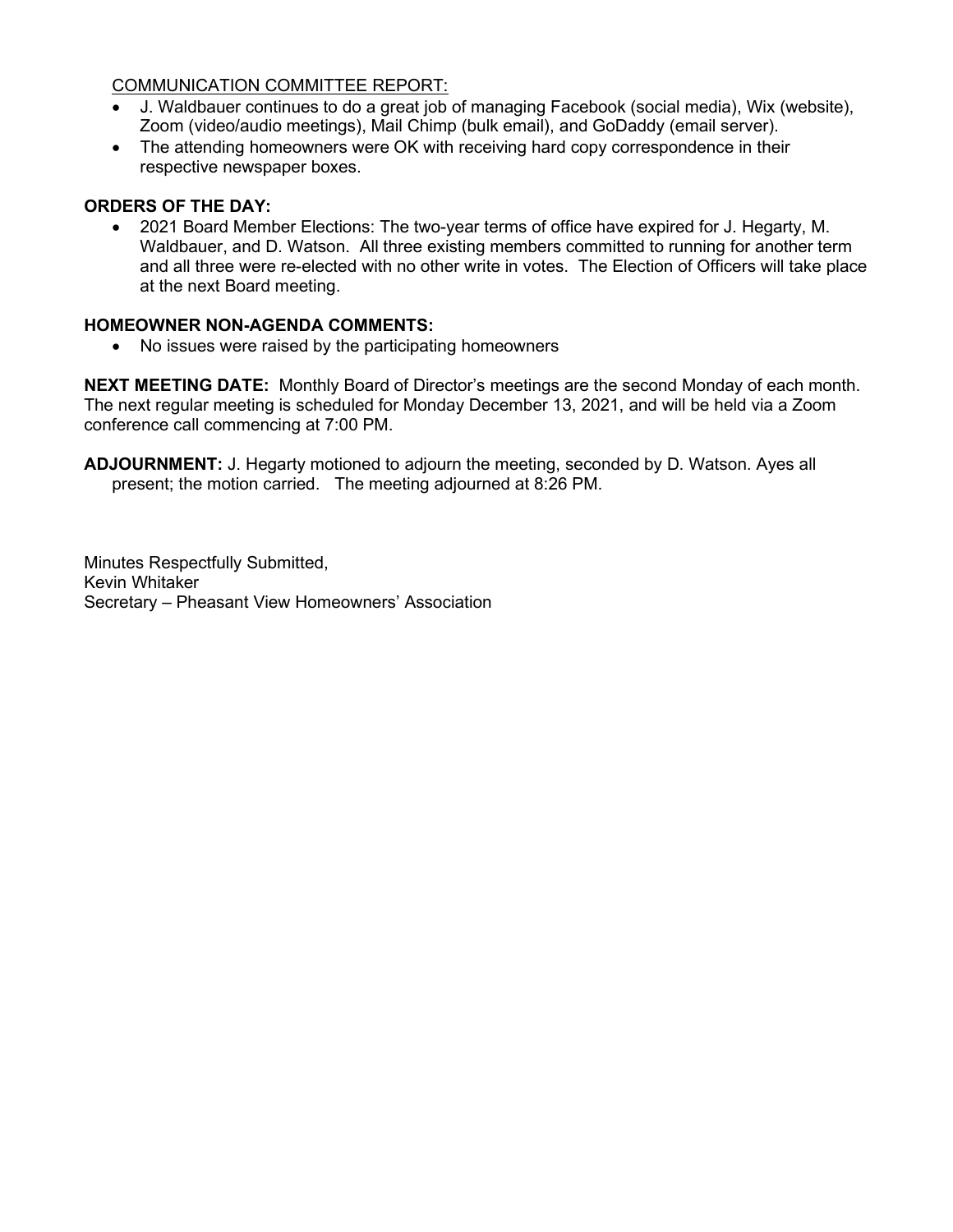COMMUNICATION COMMITTEE REPORT:

- J. Waldbauer continues to do a great job of managing Facebook (social media), Wix (website), Zoom (video/audio meetings), Mail Chimp (bulk email), and GoDaddy (email server).
- The attending homeowners were OK with receiving hard copy correspondence in their respective newspaper boxes.

**ORDERS OF THE DAY:**

- 2021 Board Member Elections: The two-year terms of office have expired for J. Hegarty, M. Waldbauer, and D. Watson. All three existing members committed to running for another term and all three were re-elected with no other write in votes. The Election of Officers will take place at the next Board meeting.

**HOMEOWNER NON-AGENDA COMMENTS:**

- No issues were raised by the participating homeowners

**NEXT MEETING DATE:** Monthly Board of Director's meetings are the second Monday of each month. The next regular meeting is scheduled for Monday December 13, 2021, and will be held via a Zoom conference call commencing at 7:00 PM.

**ADJOURNMENT:** J. Hegarty motioned to adjourn the meeting, seconded by D. Watson. Ayes all present; the motion carried. The meeting adjourned at 8:26 PM.

Minutes Respectfully Submitted,
Kevin Whitaker
Secretary – Pheasant View Homeowners' Association